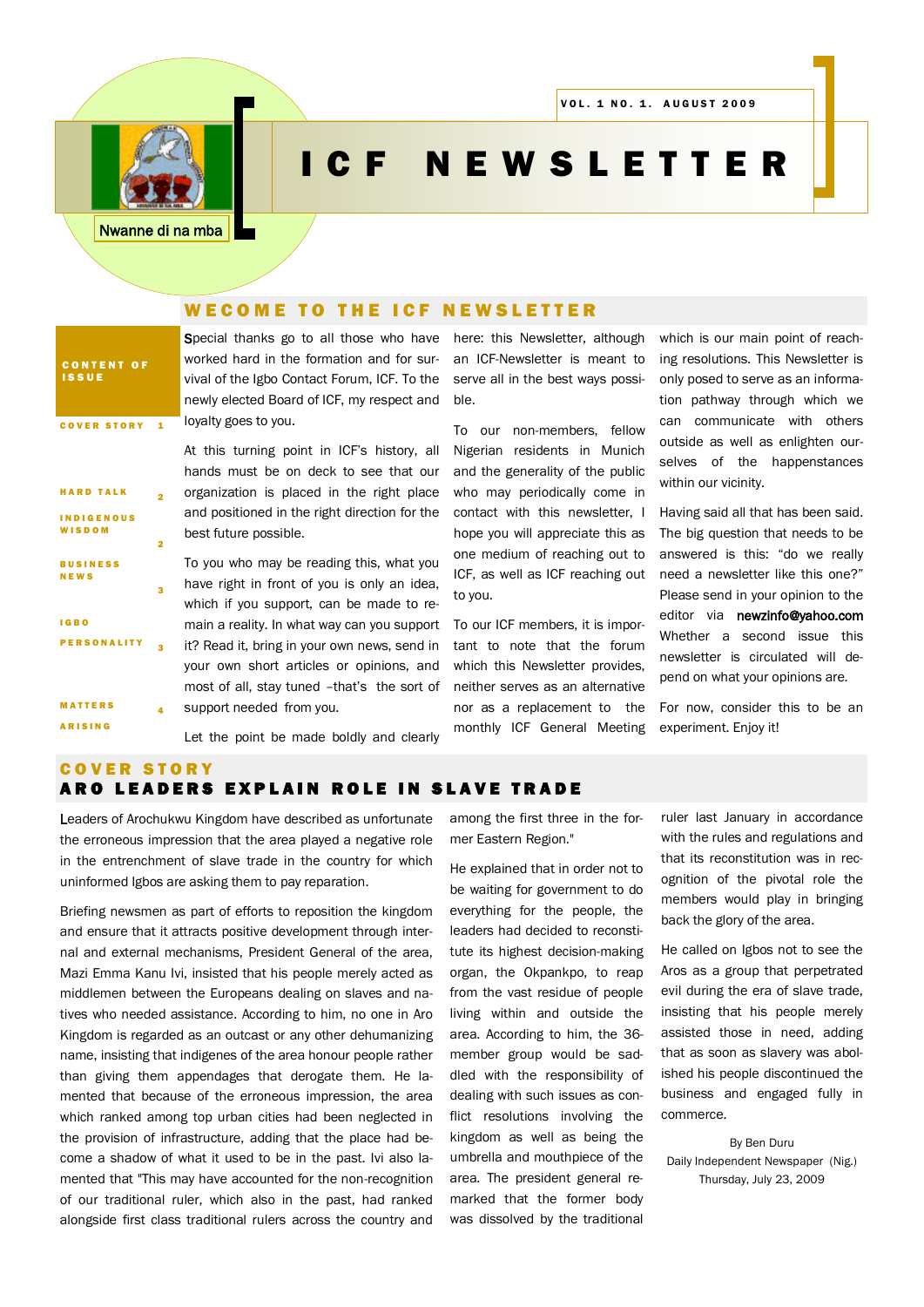Nwanne di na mba

# ICF NEWSLETTER

VOL. 1 NO. 1. AUGUST 2009

**CONTENT OF ISSUE**

- COVER STORY — 1
- HARD TALK — 2
- INDIGENOUS WISDOM — 2
- BUSINESS NEWS — 3
- IGBO PERSONALITY — 3
- MATTERS ARISING — 4

## WECOME TO THE ICF NEWSLETTER

Special thanks go to all those who have worked hard in the formation and for survival of the Igbo Contact Forum, ICF. To the newly elected Board of ICF, my respect and loyalty goes to you.

At this turning point in ICF's history, all hands must be on deck to see that our organization is placed in the right place and positioned in the right direction for the best future possible.

To you who may be reading this, what you have right in front of you is only an idea, which if you support, can be made to remain a reality. In what way can you support it? Read it, bring in your own news, send in your own short articles or opinions, and most of all, stay tuned –that's the sort of support needed from you.

Let the point be made boldly and clearly here: this Newsletter, although an ICF-Newsletter is meant to serve all in the best ways possible.

To our non-members, fellow Nigerian residents in Munich and the generality of the public who may periodically come in contact with this newsletter, I hope you will appreciate this as one medium of reaching out to ICF, as well as ICF reaching out to you.

To our ICF members, it is important to note that the forum which this Newsletter provides, neither serves as an alternative nor as a replacement to the monthly ICF General Meeting which is our main point of reaching resolutions. This Newsletter is only posed to serve as an information pathway through which we can communicate with others outside as well as enlighten ourselves of the happenstances within our vicinity.

Having said all that has been said. The big question that needs to be answered is this: "do we really need a newsletter like this one?" Please send in your opinion to the editor via newzinfo@yahoo.com Whether a second issue this newsletter is circulated will depend on what your opinions are.

For now, consider this to be an experiment. Enjoy it!

## COVER STORY

## ARO LEADERS EXPLAIN ROLE IN SLAVE TRADE

Leaders of Arochukwu Kingdom have described as unfortunate the erroneous impression that the area played a negative role in the entrenchment of slave trade in the country for which uninformed Igbos are asking them to pay reparation.

Briefing newsmen as part of efforts to reposition the kingdom and ensure that it attracts positive development through internal and external mechanisms, President General of the area, Mazi Emma Kanu Ivi, insisted that his people merely acted as middlemen between the Europeans dealing on slaves and natives who needed assistance. According to him, no one in Aro Kingdom is regarded as an outcast or any other dehumanizing name, insisting that indigenes of the area honour people rather than giving them appendages that derogate them. He lamented that because of the erroneous impression, the area which ranked among top urban cities had been neglected in the provision of infrastructure, adding that the place had become a shadow of what it used to be in the past. Ivi also lamented that "This may have accounted for the non-recognition of our traditional ruler, which also in the past, had ranked alongside first class traditional rulers across the country and among the first three in the former Eastern Region."

He explained that in order not to be waiting for government to do everything for the people, the leaders had decided to reconstitute its highest decision-making organ, the Okpankpo, to reap from the vast residue of people living within and outside the area. According to him, the 36-member group would be saddled with the responsibility of dealing with such issues as conflict resolutions involving the kingdom as well as being the umbrella and mouthpiece of the area. The president general remarked that the former body was dissolved by the traditional ruler last January in accordance with the rules and regulations and that its reconstitution was in recognition of the pivotal role the members would play in bringing back the glory of the area.

He called on Igbos not to see the Aros as a group that perpetrated evil during the era of slave trade, insisting that his people merely assisted those in need, adding that as soon as slavery was abolished his people discontinued the business and engaged fully in commerce.

By Ben Duru
Daily Independent Newspaper (Nig.)
Thursday, July 23, 2009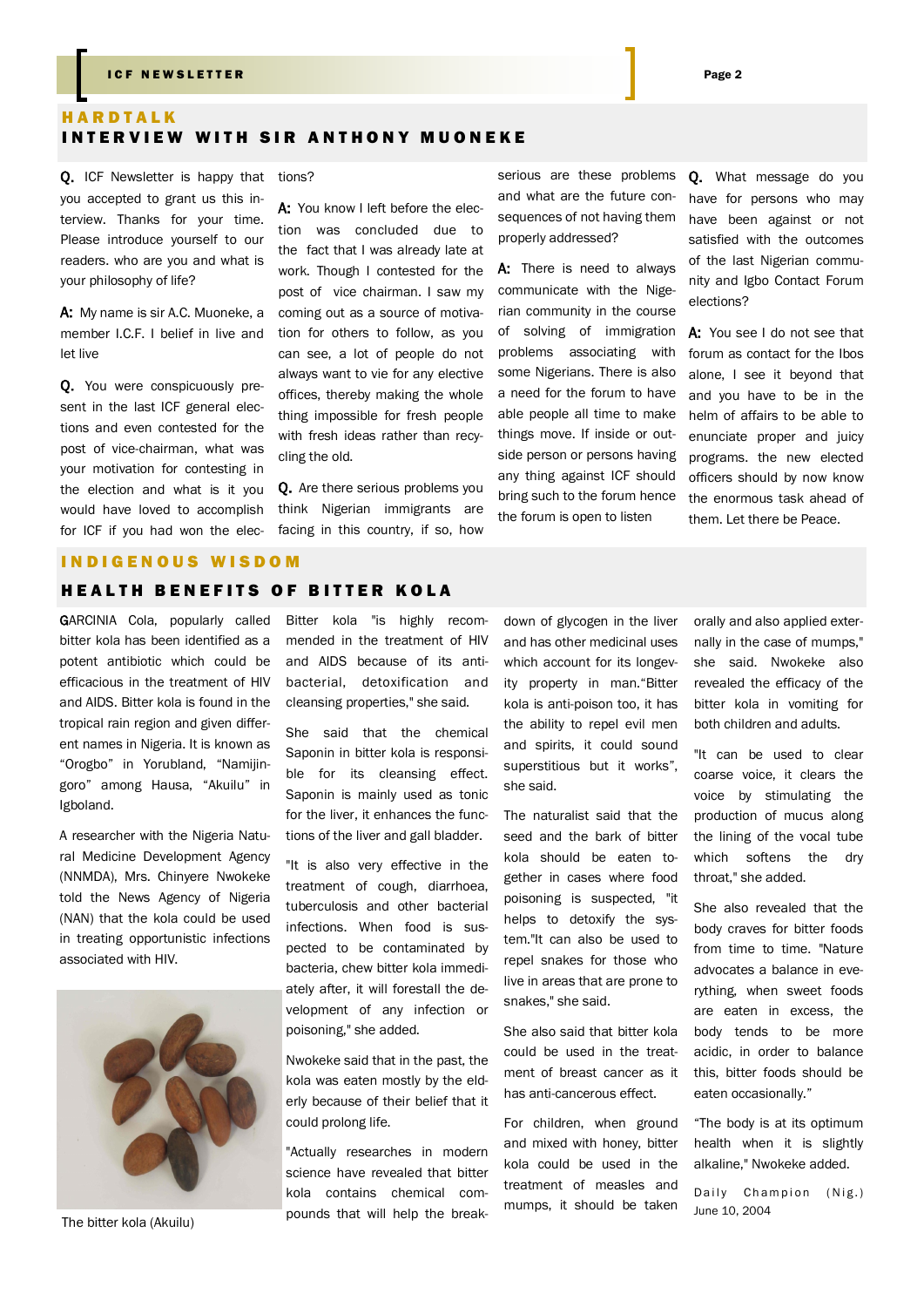## HARDTALK

## INTERVIEW WITH SIR ANTHONY MUONEKE

**Q.** ICF Newsletter is happy that you accepted to grant us this interview. Thanks for your time. Please introduce yourself to our readers. who are you and what is your philosophy of life?

**A:** My name is sir A.C. Muoneke, a member I.C.F. I belief in live and let live

**Q.** You were conspicuously present in the last ICF general elections and even contested for the post of vice-chairman, what was your motivation for contesting in the election and what is it you would have loved to accomplish for ICF if you had won the elections?

**A:** You know I left before the election was concluded due to the fact that I was already late at work. Though I contested for the post of vice chairman. I saw my coming out as a source of motivation for others to follow, as you can see, a lot of people do not always want to vie for any elective offices, thereby making the whole thing impossible for fresh people with fresh ideas rather than recycling the old.

**Q.** Are there serious problems you think Nigerian immigrants are facing in this country, if so, how serious are these problems and what are the future consequences of not having them properly addressed?

**A:** There is need to always communicate with the Nigerian community in the course of solving of immigration problems associating with some Nigerians. There is also a need for the forum to have able people all time to make things move. If inside or outside person or persons having any thing against ICF should bring such to the forum hence the forum is open to listen

**Q.** What message do you have for persons who may have been against or not satisfied with the outcomes of the last Nigerian community and Igbo Contact Forum elections?

**A:** You see I do not see that forum as contact for the Ibos alone, I see it beyond that and you have to be in the helm of affairs to be able to enunciate proper and juicy programs. the new elected officers should by now know the enormous task ahead of them. Let there be Peace.

## INDIGENOUS WISDOM

## HEALTH BENEFITS OF BITTER KOLA

GARCINIA Cola, popularly called bitter kola has been identified as a potent antibiotic which could be efficacious in the treatment of HIV and AIDS. Bitter kola is found in the tropical rain region and given different names in Nigeria. It is known as “Orogbo” in Yorubland, “Namijingoro” among Hausa, “Akuilu” in Igboland.

A researcher with the Nigeria Natural Medicine Development Agency (NNMDA), Mrs. Chinyere Nwokeke told the News Agency of Nigeria (NAN) that the kola could be used in treating opportunistic infections associated with HIV.

The bitter kola (Akuilu)

Bitter kola "is highly recommended in the treatment of HIV and AIDS because of its anti-bacterial, detoxification and cleansing properties," she said.

She said that the chemical Saponin in bitter kola is responsible for its cleansing effect. Saponin is mainly used as tonic for the liver, it enhances the functions of the liver and gall bladder.

"It is also very effective in the treatment of cough, diarrhoea, tuberculosis and other bacterial infections. When food is suspected to be contaminated by bacteria, chew bitter kola immediately after, it will forestall the development of any infection or poisoning," she added.

Nwokeke said that in the past, the kola was eaten mostly by the elderly because of their belief that it could prolong life.

"Actually researches in modern science have revealed that bitter kola contains chemical compounds that will help the break-down of glycogen in the liver and has other medicinal uses which account for its longevity property in man.“Bitter kola is anti-poison too, it has the ability to repel evil men and spirits, it could sound superstitious but it works”, she said.

The naturalist said that the seed and the bark of bitter kola should be eaten together in cases where food poisoning is suspected, "it helps to detoxify the system."It can also be used to repel snakes for those who live in areas that are prone to snakes," she said.

She also said that bitter kola could be used in the treatment of breast cancer as it has anti-cancerous effect.

For children, when ground and mixed with honey, bitter kola could be used in the treatment of measles and mumps, it should be taken orally and also applied externally in the case of mumps," she said. Nwokeke also revealed the efficacy of the bitter kola in vomiting for both children and adults.

"It can be used to clear coarse voice, it clears the voice by stimulating the production of mucus along the lining of the vocal tube which softens the dry throat," she added.

She also revealed that the body craves for bitter foods from time to time. "Nature advocates a balance in everything, when sweet foods are eaten in excess, the body tends to be more acidic, in order to balance this, bitter foods should be eaten occasionally.”

“The body is at its optimum health when it is slightly alkaline," Nwokeke added.

Daily Champion (Nig.)
June 10, 2004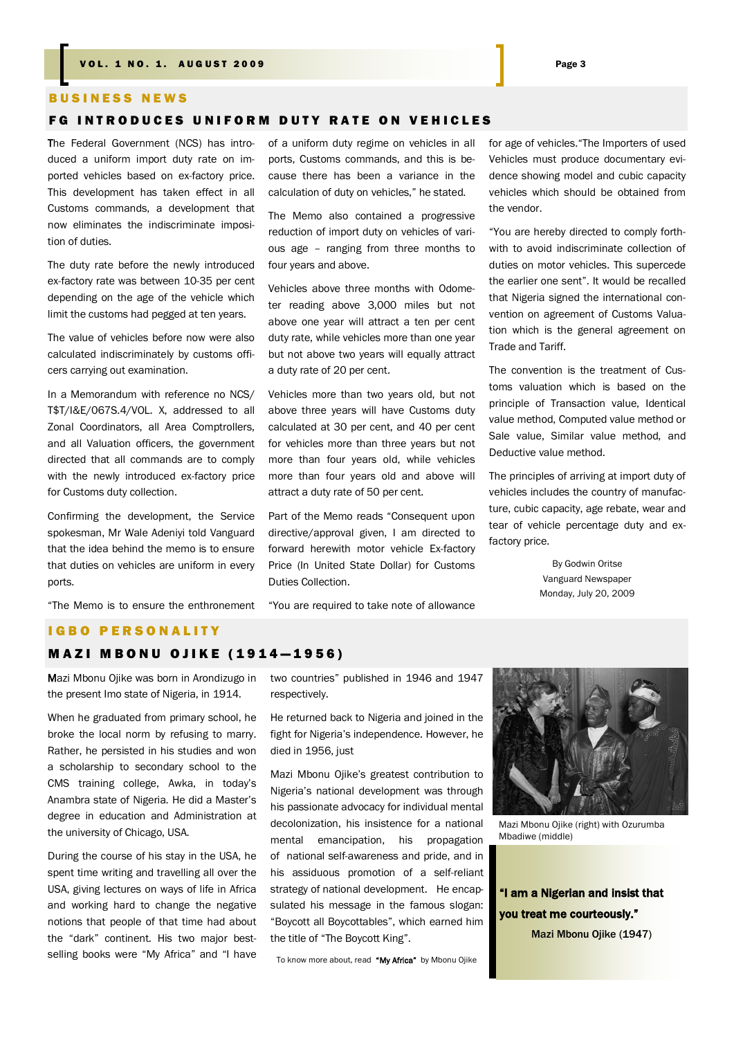## BUSINESS NEWS

### FG INTRODUCES UNIFORM DUTY RATE ON VEHICLES

The Federal Government (NCS) has introduced a uniform import duty rate on imported vehicles based on ex-factory price. This development has taken effect in all Customs commands, a development that now eliminates the indiscriminate imposition of duties.

The duty rate before the newly introduced ex-factory rate was between 10-35 per cent depending on the age of the vehicle which limit the customs had pegged at ten years.

The value of vehicles before now were also calculated indiscriminately by customs officers carrying out examination.

In a Memorandum with reference no NCS/T$T/I&E/067S.4/VOL. X, addressed to all Zonal Coordinators, all Area Comptrollers, and all Valuation officers, the government directed that all commands are to comply with the newly introduced ex-factory price for Customs duty collection.

Confirming the development, the Service spokesman, Mr Wale Adeniyi told Vanguard that the idea behind the memo is to ensure that duties on vehicles are uniform in every ports.

"The Memo is to ensure the enthronement of a uniform duty regime on vehicles in all ports, Customs commands, and this is because there has been a variance in the calculation of duty on vehicles," he stated.

The Memo also contained a progressive reduction of import duty on vehicles of various age – ranging from three months to four years and above.

Vehicles above three months with Odometer reading above 3,000 miles but not above one year will attract a ten per cent duty rate, while vehicles more than one year but not above two years will equally attract a duty rate of 20 per cent.

Vehicles more than two years old, but not above three years will have Customs duty calculated at 30 per cent, and 40 per cent for vehicles more than three years but not more than four years old, while vehicles more than four years old and above will attract a duty rate of 50 per cent.

Part of the Memo reads "Consequent upon directive/approval given, I am directed to forward herewith motor vehicle Ex-factory Price (In United State Dollar) for Customs Duties Collection.

"You are required to take note of allowance for age of vehicles."The Importers of used Vehicles must produce documentary evidence showing model and cubic capacity vehicles which should be obtained from the vendor.

"You are hereby directed to comply forthwith to avoid indiscriminate collection of duties on motor vehicles. This supercede the earlier one sent". It would be recalled that Nigeria signed the international convention on agreement of Customs Valuation which is the general agreement on Trade and Tariff.

The convention is the treatment of Customs valuation which is based on the principle of Transaction value, Identical value method, Computed value method or Sale value, Similar value method, and Deductive value method.

The principles of arriving at import duty of vehicles includes the country of manufacture, cubic capacity, age rebate, wear and tear of vehicle percentage duty and ex-factory price.

By Godwin Oritse
Vanguard Newspaper
Monday, July 20, 2009

## IGBO PERSONALITY

### MAZI MBONU OJIKE (1914—1956)

Mazi Mbonu Ojike was born in Arondizugo in the present Imo state of Nigeria, in 1914.

When he graduated from primary school, he broke the local norm by refusing to marry. Rather, he persisted in his studies and won a scholarship to secondary school to the CMS training college, Awka, in today's Anambra state of Nigeria. He did a Master's degree in education and Administration at the university of Chicago, USA.

During the course of his stay in the USA, he spent time writing and travelling all over the USA, giving lectures on ways of life in Africa and working hard to change the negative notions that people of that time had about the "dark" continent. His two major best-selling books were "My Africa" and "I have two countries" published in 1946 and 1947 respectively.

He returned back to Nigeria and joined in the fight for Nigeria's independence. However, he died in 1956, just

Mazi Mbonu Ojike's greatest contribution to Nigeria's national development was through his passionate advocacy for individual mental decolonization, his insistence for a national mental emancipation, his propagation of national self-awareness and pride, and in his assiduous promotion of a self-reliant strategy of national development. He encapsulated his message in the famous slogan: "Boycott all Boycottables", which earned him the title of "The Boycott King".

To know more about, read **"My Africa"** by Mbonu Ojike

Mazi Mbonu Ojike (right) with Ozurumba Mbadiwe (middle)

> **"I am a Nigerian and insist that you treat me courteously."**
>
> **Mazi Mbonu Ojike (1947)**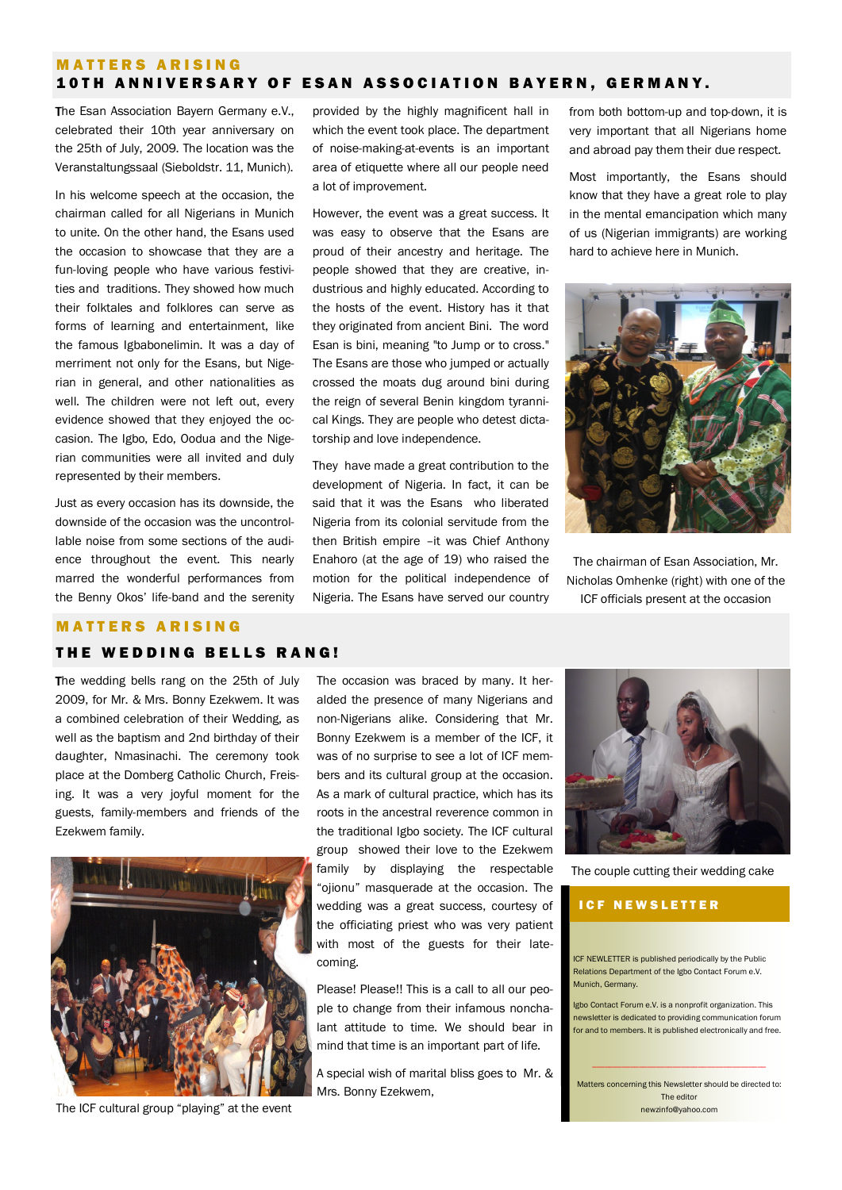## MATTERS ARISING

### 10TH ANNIVERSARY OF ESAN ASSOCIATION BAYERN, GERMANY.

The Esan Association Bayern Germany e.V., celebrated their 10th year anniversary on the 25th of July, 2009. The location was the Veranstaltungssaal (Sieboldstr. 11, Munich).

In his welcome speech at the occasion, the chairman called for all Nigerians in Munich to unite. On the other hand, the Esans used the occasion to showcase that they are a fun-loving people who have various festivities and traditions. They showed how much their folktales and folklores can serve as forms of learning and entertainment, like the famous Igbabonelimin. It was a day of merriment not only for the Esans, but Nigerian in general, and other nationalities as well. The children were not left out, every evidence showed that they enjoyed the occasion. The Igbo, Edo, Oodua and the Nigerian communities were all invited and duly represented by their members.

Just as every occasion has its downside, the downside of the occasion was the uncontrollable noise from some sections of the audience throughout the event. This nearly marred the wonderful performances from the Benny Okos' life-band and the serenity provided by the highly magnificent hall in which the event took place. The department of noise-making-at-events is an important area of etiquette where all our people need a lot of improvement.

However, the event was a great success. It was easy to observe that the Esans are proud of their ancestry and heritage. The people showed that they are creative, industrious and highly educated. According to the hosts of the event. History has it that they originated from ancient Bini. The word Esan is bini, meaning "to Jump or to cross." The Esans are those who jumped or actually crossed the moats dug around bini during the reign of several Benin kingdom tyrannical Kings. They are people who detest dictatorship and love independence.

They have made a great contribution to the development of Nigeria. In fact, it can be said that it was the Esans who liberated Nigeria from its colonial servitude from the then British empire –it was Chief Anthony Enahoro (at the age of 19) who raised the motion for the political independence of Nigeria. The Esans have served our country from both bottom-up and top-down, it is very important that all Nigerians home and abroad pay them their due respect.

Most importantly, the Esans should know that they have a great role to play in the mental emancipation which many of us (Nigerian immigrants) are working hard to achieve here in Munich.

The chairman of Esan Association, Mr. Nicholas Omhenke (right) with one of the ICF officials present at the occasion

## MATTERS ARISING

### THE WEDDING BELLS RANG!

The wedding bells rang on the 25th of July 2009, for Mr. & Mrs. Bonny Ezekwem. It was a combined celebration of their Wedding, as well as the baptism and 2nd birthday of their daughter, Nmasinachi. The ceremony took place at the Domberg Catholic Church, Freising. It was a very joyful moment for the guests, family-members and friends of the Ezekwem family.

The ICF cultural group "playing" at the event

The occasion was braced by many. It heralded the presence of many Nigerians and non-Nigerians alike. Considering that Mr. Bonny Ezekwem is a member of the ICF, it was of no surprise to see a lot of ICF members and its cultural group at the occasion. As a mark of cultural practice, which has its roots in the ancestral reverence common in the traditional Igbo society. The ICF cultural group showed their love to the Ezekwem family by displaying the respectable "ojionu" masquerade at the occasion. The wedding was a great success, courtesy of the officiating priest who was very patient with most of the guests for their late-coming.

Please! Please!! This is a call to all our people to change from their infamous nonchalant attitude to time. We should bear in mind that time is an important part of life.

A special wish of marital bliss goes to Mr. & Mrs. Bonny Ezekwem,

The couple cutting their wedding cake

### ICF NEWSLETTER

ICF NEWLETTER is published periodically by the Public Relations Department of the Igbo Contact Forum e.V. Munich, Germany.

Igbo Contact Forum e.V. is a nonprofit organization. This newsletter is dedicated to providing communication forum for and to members. It is published electronically and free.

Matters concerning this Newsletter should be directed to:
The editor
newzinfo@yahoo.com